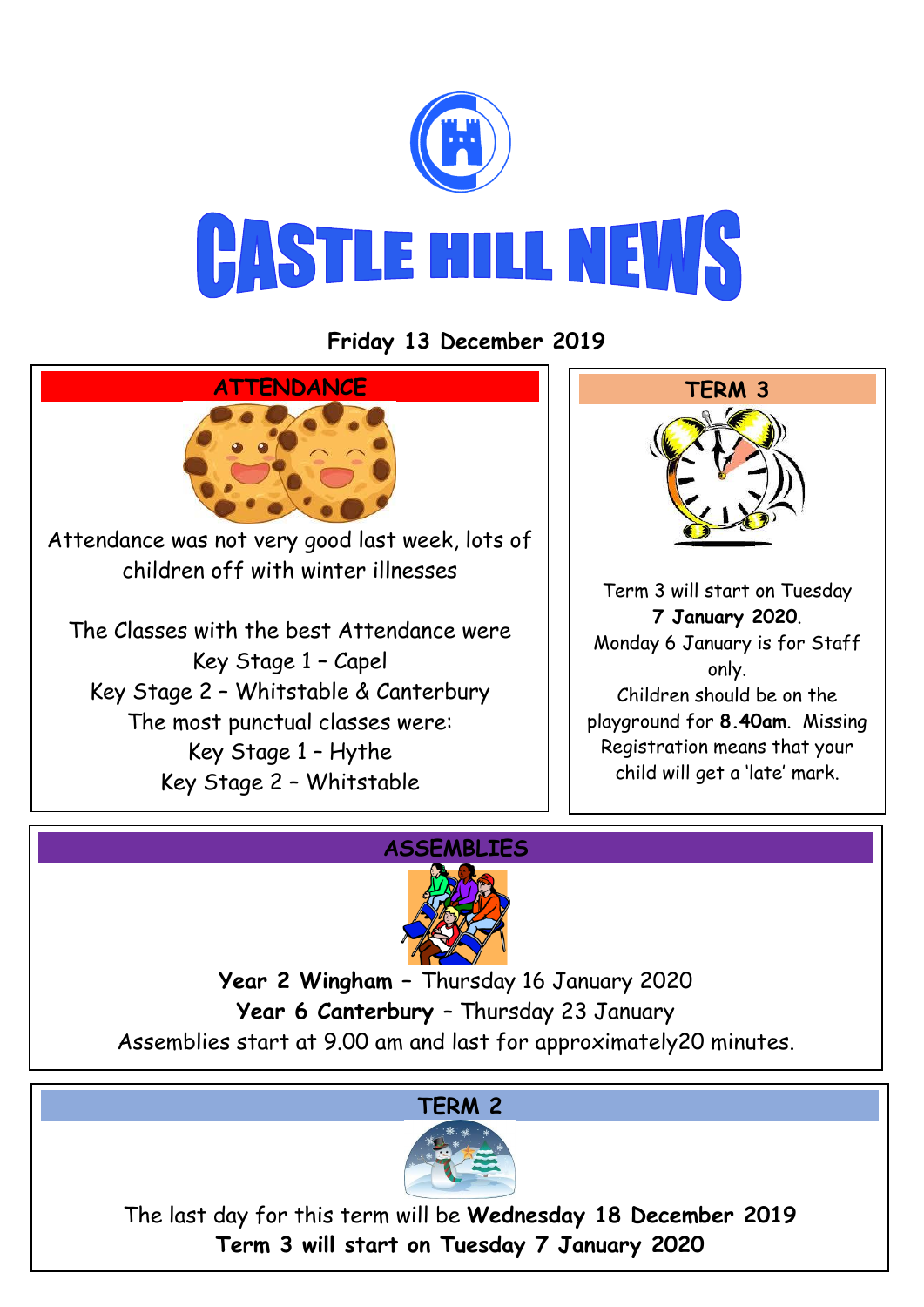# CASTLE HILL NEWS

**Friday 13 December 2019**

## ATTENDANCE

Attendance was not very good last week, lots of children off with winter illnesses

The Classes with the best Attendance were
Key Stage 1 – Capel
Key Stage 2 – Whitstable & Canterbury
The most punctual classes were:
Key Stage 1 – Hythe
Key Stage 2 – Whitstable

## TERM 3

Term 3 will start on Tuesday **7 January 2020**.
Monday 6 January is for Staff only.
Children should be on the playground for **8.40am**. Missing Registration means that your child will get a 'late' mark.

## ASSEMBLIES

**Year 2 Wingham** – Thursday 16 January 2020
**Year 6 Canterbury** – Thursday 23 January
Assemblies start at 9.00 am and last for approximately20 minutes.

## TERM 2

The last day for this term will be **Wednesday 18 December 2019**
**Term 3 will start on Tuesday 7 January 2020**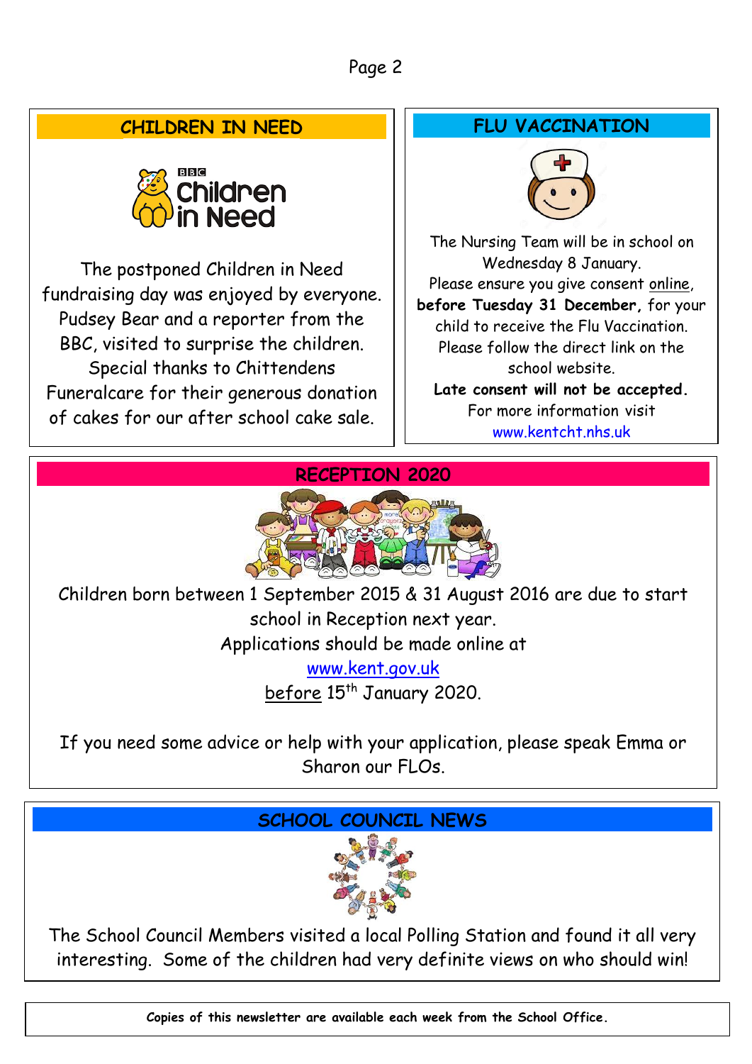## CHILDREN IN NEED

The postponed Children in Need fundraising day was enjoyed by everyone. Pudsey Bear and a reporter from the BBC, visited to surprise the children. Special thanks to Chittendens Funeralcare for their generous donation of cakes for our after school cake sale.

## FLU VACCINATION

The Nursing Team will be in school on Wednesday 8 January.
Please ensure you give consent online, **before Tuesday 31 December,** for your child to receive the Flu Vaccination.
Please follow the direct link on the school website.
**Late consent will not be accepted.**
For more information visit
www.kentcht.nhs.uk

## RECEPTION 2020

Children born between 1 September 2015 & 31 August 2016 are due to start school in Reception next year.
Applications should be made online at
www.kent.gov.uk
before 15th January 2020.

If you need some advice or help with your application, please speak Emma or Sharon our FLOs.

## SCHOOL COUNCIL NEWS

The School Council Members visited a local Polling Station and found it all very interesting. Some of the children had very definite views on who should win!

**Copies of this newsletter are available each week from the School Office.**